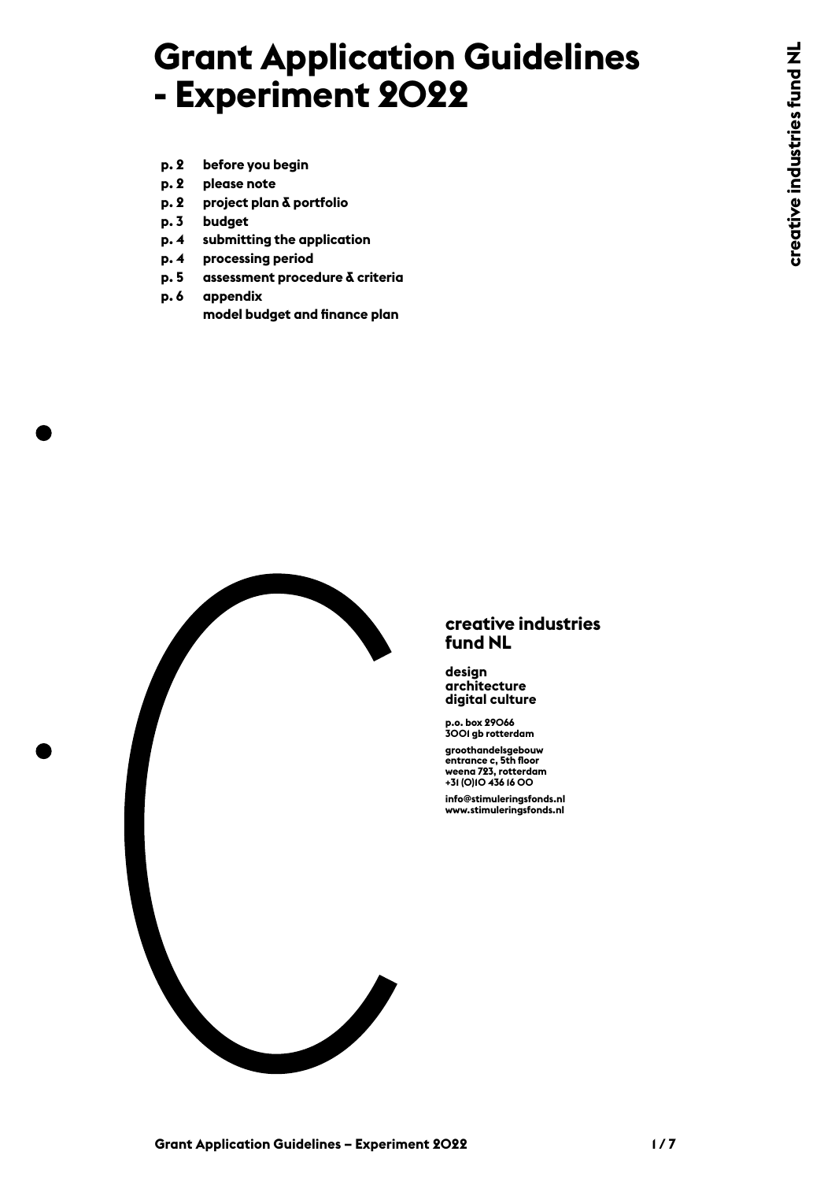# Grant Application Guidelines - Experiment 2022

- **p. 2** **before you begin**
- **p. 2** **please note**
- **p. 2** **project plan & portfolio**
- **p. 3** **budget**
- **p. 4** **submitting the application**
- **p. 4** **processing period**
- **p. 5** **assessment procedure & criteria**
- **p. 6** **appendix**
  **model budget and finance plan**

**creative industries fund NL**

**design**
**architecture**
**digital culture**

**p.o. box 29066**
**3001 gb rotterdam**

**groothandelsgebouw**
**entrance c, 5th floor**
**weena 723, rotterdam**
**+31 (0)10 436 16 00**

**info@stimuleringsfonds.nl**
**www.stimuleringsfonds.nl**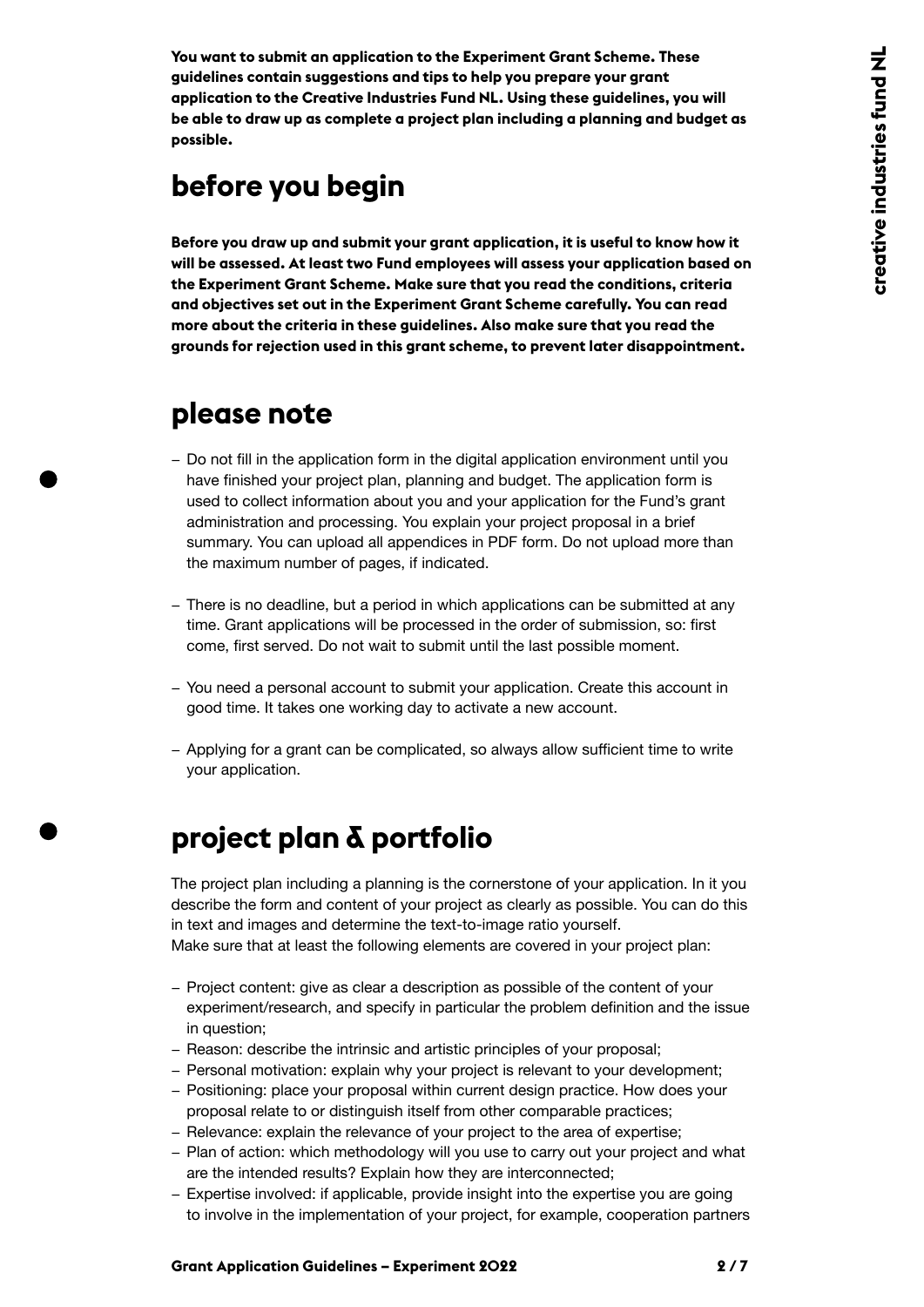**You want to submit an application to the Experiment Grant Scheme. These guidelines contain suggestions and tips to help you prepare your grant application to the Creative Industries Fund NL. Using these guidelines, you will be able to draw up as complete a project plan including a planning and budget as possible.**

## before you begin

**Before you draw up and submit your grant application, it is useful to know how it will be assessed. At least two Fund employees will assess your application based on the Experiment Grant Scheme. Make sure that you read the conditions, criteria and objectives set out in the Experiment Grant Scheme carefully. You can read more about the criteria in these guidelines. Also make sure that you read the grounds for rejection used in this grant scheme, to prevent later disappointment.**

## please note

- Do not fill in the application form in the digital application environment until you have finished your project plan, planning and budget. The application form is used to collect information about you and your application for the Fund's grant administration and processing. You explain your project proposal in a brief summary. You can upload all appendices in PDF form. Do not upload more than the maximum number of pages, if indicated.
- There is no deadline, but a period in which applications can be submitted at any time. Grant applications will be processed in the order of submission, so: first come, first served. Do not wait to submit until the last possible moment.
- You need a personal account to submit your application. Create this account in good time. It takes one working day to activate a new account.
- Applying for a grant can be complicated, so always allow sufficient time to write your application.

## project plan & portfolio

The project plan including a planning is the cornerstone of your application. In it you describe the form and content of your project as clearly as possible. You can do this in text and images and determine the text-to-image ratio yourself.
Make sure that at least the following elements are covered in your project plan:

- Project content: give as clear a description as possible of the content of your experiment/research, and specify in particular the problem definition and the issue in question;
- Reason: describe the intrinsic and artistic principles of your proposal;
- Personal motivation: explain why your project is relevant to your development;
- Positioning: place your proposal within current design practice. How does your proposal relate to or distinguish itself from other comparable practices;
- Relevance: explain the relevance of your project to the area of expertise;
- Plan of action: which methodology will you use to carry out your project and what are the intended results? Explain how they are interconnected;
- Expertise involved: if applicable, provide insight into the expertise you are going to involve in the implementation of your project, for example, cooperation partners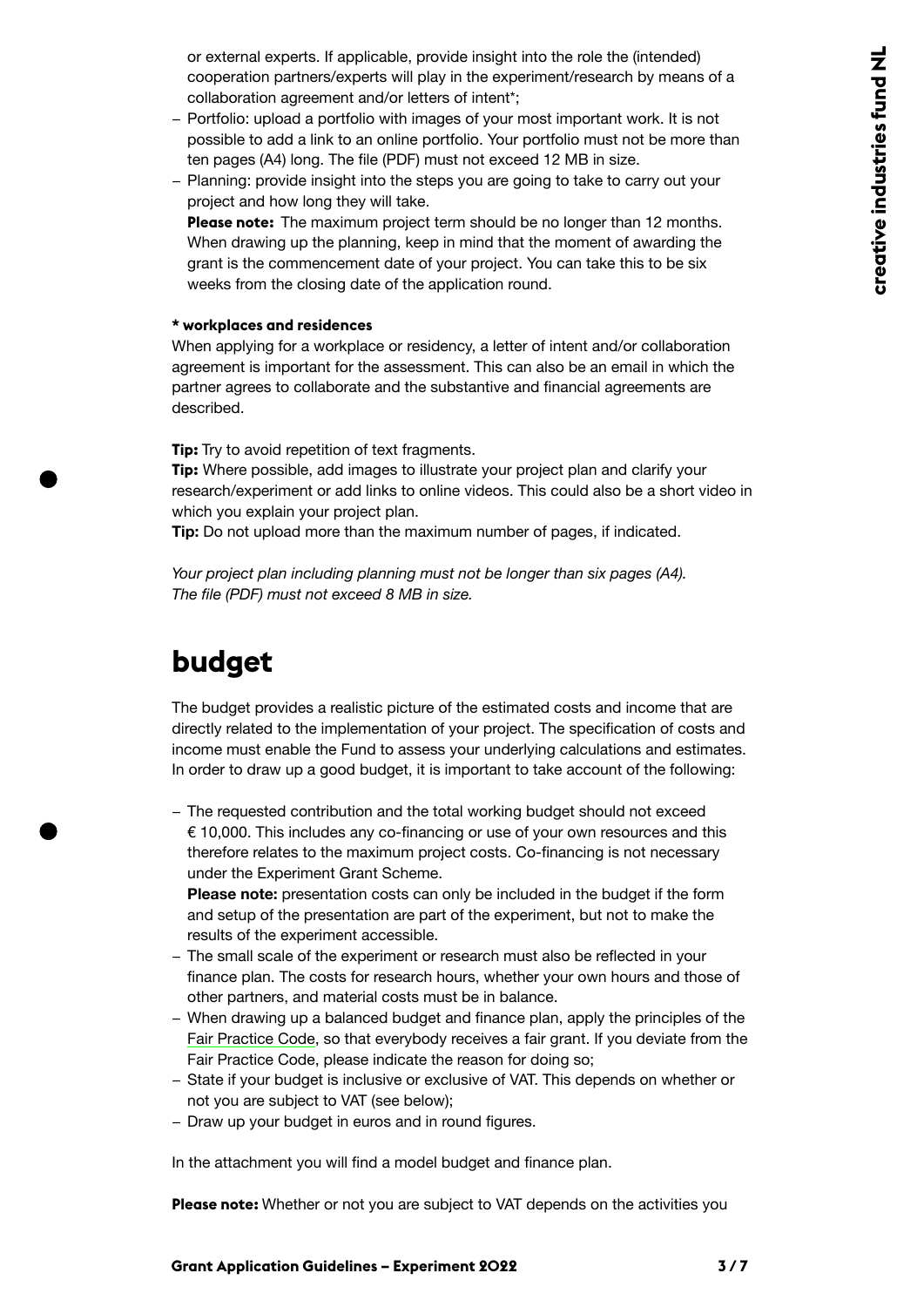or external experts. If applicable, provide insight into the role the (intended) cooperation partners/experts will play in the experiment/research by means of a collaboration agreement and/or letters of intent*;

- Portfolio: upload a portfolio with images of your most important work. It is not possible to add a link to an online portfolio. Your portfolio must not be more than ten pages (A4) long. The file (PDF) must not exceed 12 MB in size.
- Planning: provide insight into the steps you are going to take to carry out your project and how long they will take.
  **Please note:** The maximum project term should be no longer than 12 months. When drawing up the planning, keep in mind that the moment of awarding the grant is the commencement date of your project. You can take this to be six weeks from the closing date of the application round.

**\* workplaces and residences**
When applying for a workplace or residency, a letter of intent and/or collaboration agreement is important for the assessment. This can also be an email in which the partner agrees to collaborate and the substantive and financial agreements are described.

**Tip:** Try to avoid repetition of text fragments.
**Tip:** Where possible, add images to illustrate your project plan and clarify your research/experiment or add links to online videos. This could also be a short video in which you explain your project plan.
**Tip:** Do not upload more than the maximum number of pages, if indicated.

*Your project plan including planning must not be longer than six pages (A4). The file (PDF) must not exceed 8 MB in size.*

# budget

The budget provides a realistic picture of the estimated costs and income that are directly related to the implementation of your project. The specification of costs and income must enable the Fund to assess your underlying calculations and estimates. In order to draw up a good budget, it is important to take account of the following:

- The requested contribution and the total working budget should not exceed € 10,000. This includes any co-financing or use of your own resources and this therefore relates to the maximum project costs. Co-financing is not necessary under the Experiment Grant Scheme.
  **Please note:** presentation costs can only be included in the budget if the form and setup of the presentation are part of the experiment, but not to make the results of the experiment accessible.
- The small scale of the experiment or research must also be reflected in your finance plan. The costs for research hours, whether your own hours and those of other partners, and material costs must be in balance.
- When drawing up a balanced budget and finance plan, apply the principles of the Fair Practice Code, so that everybody receives a fair grant. If you deviate from the Fair Practice Code, please indicate the reason for doing so;
- State if your budget is inclusive or exclusive of VAT. This depends on whether or not you are subject to VAT (see below);
- Draw up your budget in euros and in round figures.

In the attachment you will find a model budget and finance plan.

**Please note:** Whether or not you are subject to VAT depends on the activities you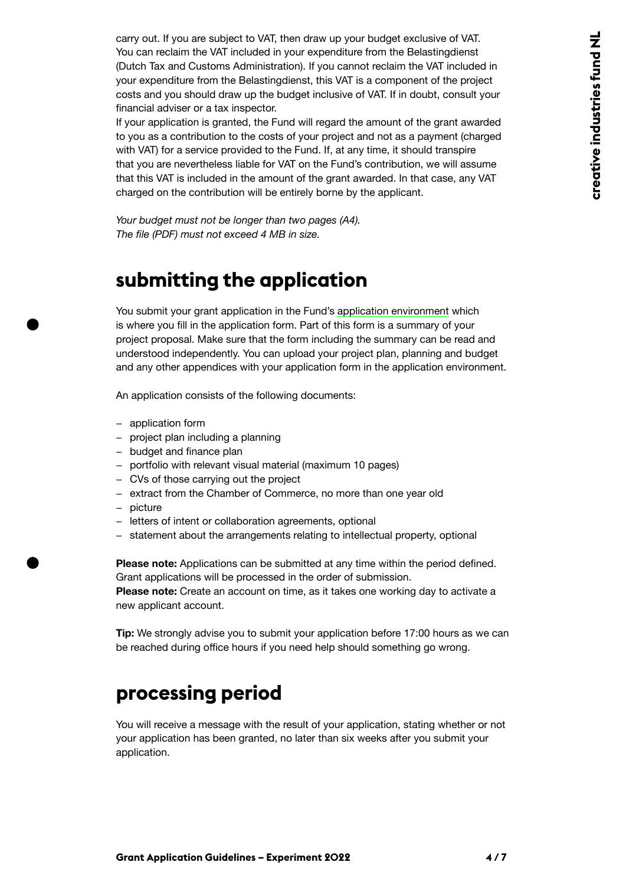carry out. If you are subject to VAT, then draw up your budget exclusive of VAT. You can reclaim the VAT included in your expenditure from the Belastingdienst (Dutch Tax and Customs Administration). If you cannot reclaim the VAT included in your expenditure from the Belastingdienst, this VAT is a component of the project costs and you should draw up the budget inclusive of VAT. If in doubt, consult your financial adviser or a tax inspector.
If your application is granted, the Fund will regard the amount of the grant awarded to you as a contribution to the costs of your project and not as a payment (charged with VAT) for a service provided to the Fund. If, at any time, it should transpire that you are nevertheless liable for VAT on the Fund's contribution, we will assume that this VAT is included in the amount of the grant awarded. In that case, any VAT charged on the contribution will be entirely borne by the applicant.

*Your budget must not be longer than two pages (A4).*
*The file (PDF) must not exceed 4 MB in size.*

## submitting the application

You submit your grant application in the Fund's application environment which is where you fill in the application form. Part of this form is a summary of your project proposal. Make sure that the form including the summary can be read and understood independently. You can upload your project plan, planning and budget and any other appendices with your application form in the application environment.

An application consists of the following documents:

- application form
- project plan including a planning
- budget and finance plan
- portfolio with relevant visual material (maximum 10 pages)
- CVs of those carrying out the project
- extract from the Chamber of Commerce, no more than one year old
- picture
- letters of intent or collaboration agreements, optional
- statement about the arrangements relating to intellectual property, optional

**Please note:** Applications can be submitted at any time within the period defined. Grant applications will be processed in the order of submission.
**Please note:** Create an account on time, as it takes one working day to activate a new applicant account.

**Tip:** We strongly advise you to submit your application before 17:00 hours as we can be reached during office hours if you need help should something go wrong.

## processing period

You will receive a message with the result of your application, stating whether or not your application has been granted, no later than six weeks after you submit your application.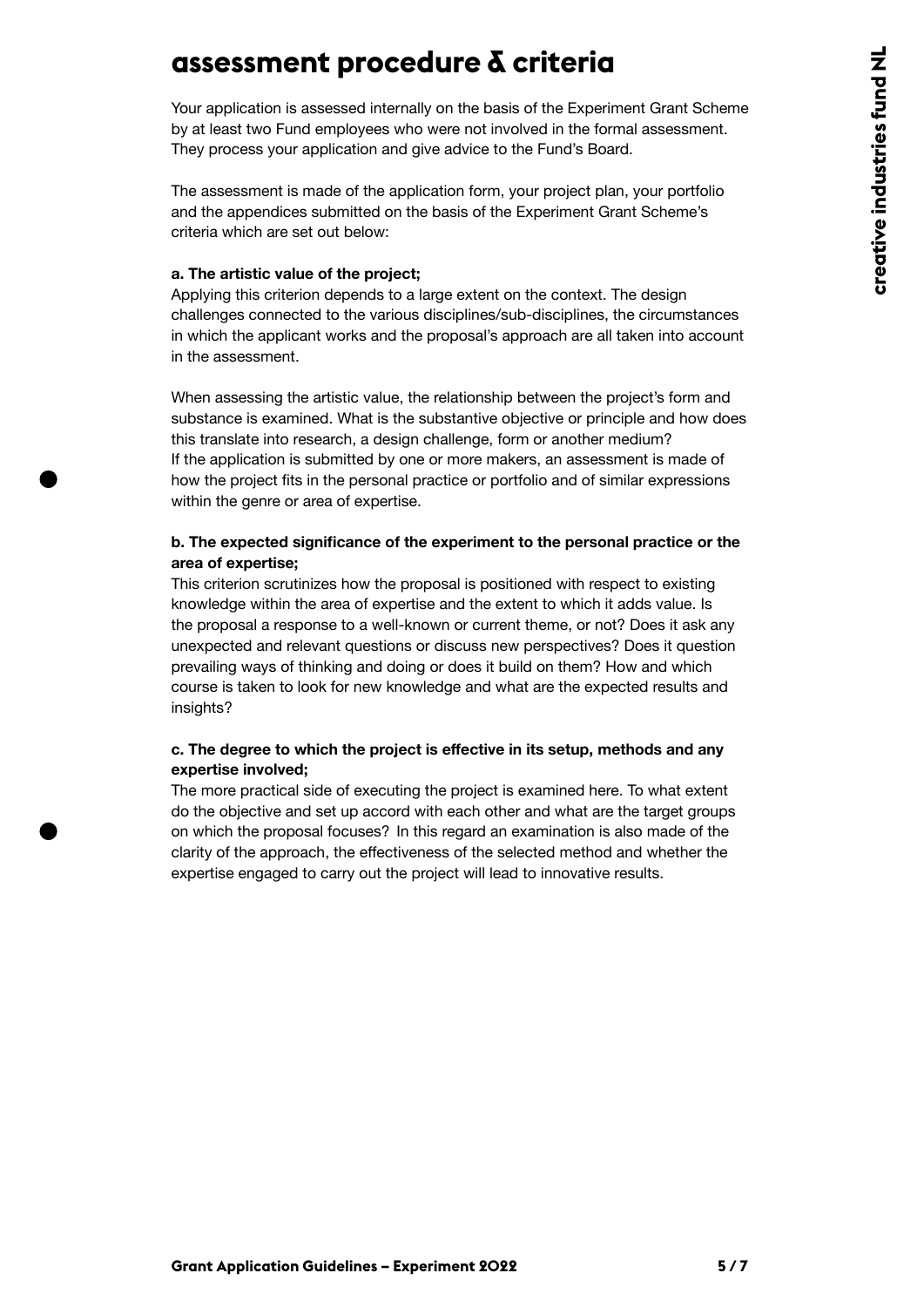# assessment procedure & criteria

Your application is assessed internally on the basis of the Experiment Grant Scheme by at least two Fund employees who were not involved in the formal assessment. They process your application and give advice to the Fund's Board.

The assessment is made of the application form, your project plan, your portfolio and the appendices submitted on the basis of the Experiment Grant Scheme's criteria which are set out below:

**a. The artistic value of the project;**

Applying this criterion depends to a large extent on the context. The design challenges connected to the various disciplines/sub-disciplines, the circumstances in which the applicant works and the proposal's approach are all taken into account in the assessment.

When assessing the artistic value, the relationship between the project's form and substance is examined. What is the substantive objective or principle and how does this translate into research, a design challenge, form or another medium? If the application is submitted by one or more makers, an assessment is made of how the project fits in the personal practice or portfolio and of similar expressions within the genre or area of expertise.

**b. The expected significance of the experiment to the personal practice or the area of expertise;**

This criterion scrutinizes how the proposal is positioned with respect to existing knowledge within the area of expertise and the extent to which it adds value. Is the proposal a response to a well-known or current theme, or not? Does it ask any unexpected and relevant questions or discuss new perspectives? Does it question prevailing ways of thinking and doing or does it build on them? How and which course is taken to look for new knowledge and what are the expected results and insights?

**c. The degree to which the project is effective in its setup, methods and any expertise involved;**

The more practical side of executing the project is examined here. To what extent do the objective and set up accord with each other and what are the target groups on which the proposal focuses? In this regard an examination is also made of the clarity of the approach, the effectiveness of the selected method and whether the expertise engaged to carry out the project will lead to innovative results.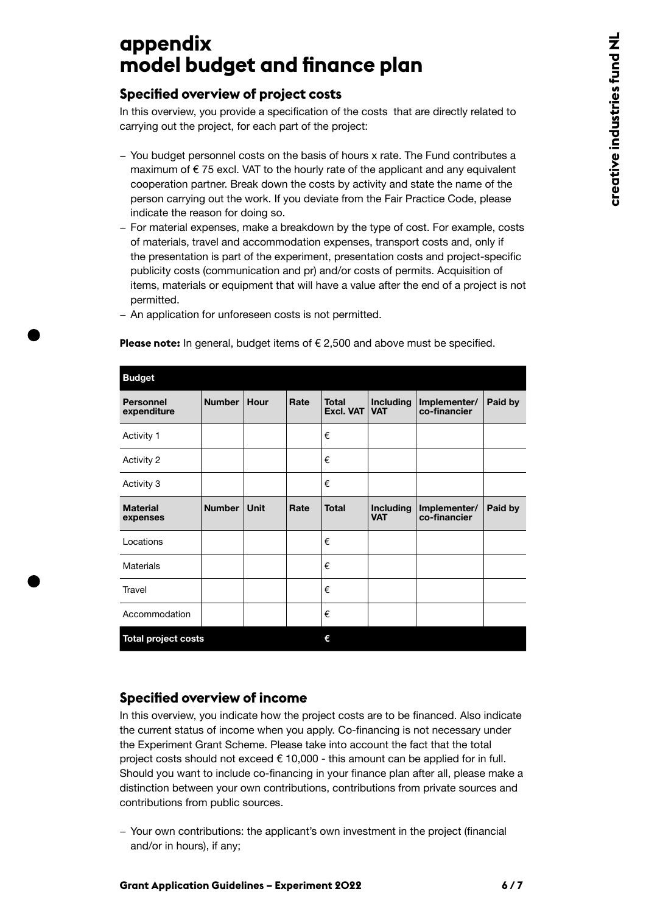# appendix
# model budget and finance plan

## Specified overview of project costs

In this overview, you provide a specification of the costs that are directly related to carrying out the project, for each part of the project:

- You budget personnel costs on the basis of hours x rate. The Fund contributes a maximum of € 75 excl. VAT to the hourly rate of the applicant and any equivalent cooperation partner. Break down the costs by activity and state the name of the person carrying out the work. If you deviate from the Fair Practice Code, please indicate the reason for doing so.
- For material expenses, make a breakdown by the type of cost. For example, costs of materials, travel and accommodation expenses, transport costs and, only if the presentation is part of the experiment, presentation costs and project-specific publicity costs (communication and pr) and/or costs of permits. Acquisition of items, materials or equipment that will have a value after the end of a project is not permitted.
- An application for unforeseen costs is not permitted.

**Please note:** In general, budget items of € 2,500 and above must be specified.

| **Budget** | | | | | | | |
|---|---|---|---|---|---|---|---|
| **Personnel expenditure** | **Number** | **Hour** | **Rate** | **Total Excl. VAT** | **Including VAT** | **Implementer/ co-financier** | **Paid by** |
| Activity 1 | | | | € | | | |
| Activity 2 | | | | € | | | |
| Activity 3 | | | | € | | | |
| **Material expenses** | **Number** | **Unit** | **Rate** | **Total** | **Including VAT** | **Implementer/ co-financier** | **Paid by** |
| Locations | | | | € | | | |
| Materials | | | | € | | | |
| Travel | | | | € | | | |
| Accommodation | | | | € | | | |
| **Total project costs** | | | | **€** | | | |

## Specified overview of income

In this overview, you indicate how the project costs are to be financed. Also indicate the current status of income when you apply. Co-financing is not necessary under the Experiment Grant Scheme. Please take into account the fact that the total project costs should not exceed € 10,000 - this amount can be applied for in full. Should you want to include co-financing in your finance plan after all, please make a distinction between your own contributions, contributions from private sources and contributions from public sources.

- Your own contributions: the applicant's own investment in the project (financial and/or in hours), if any;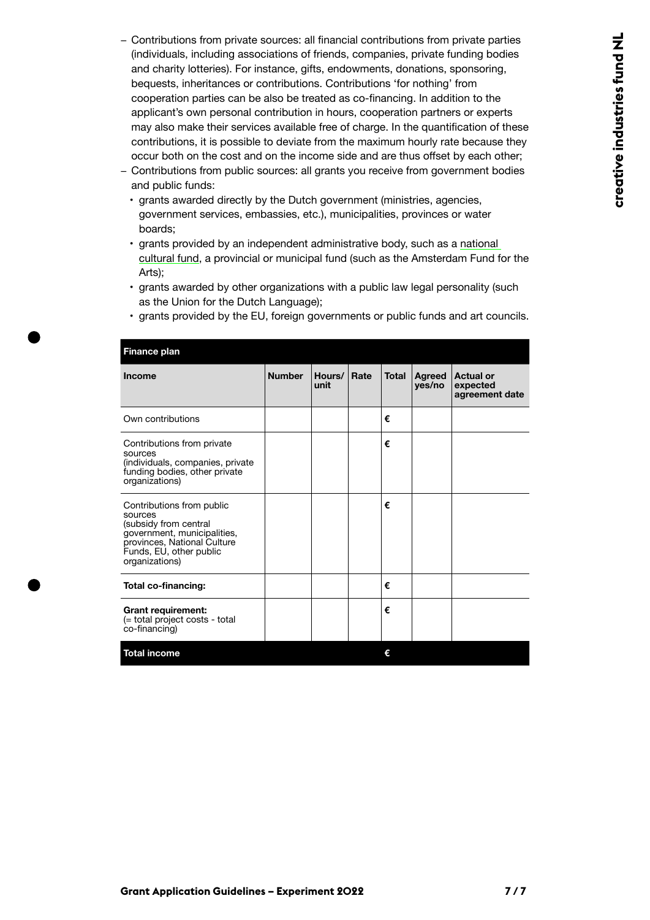- Contributions from private sources: all financial contributions from private parties (individuals, including associations of friends, companies, private funding bodies and charity lotteries). For instance, gifts, endowments, donations, sponsoring, bequests, inheritances or contributions. Contributions 'for nothing' from cooperation parties can be also be treated as co-financing. In addition to the applicant's own personal contribution in hours, cooperation partners or experts may also make their services available free of charge. In the quantification of these contributions, it is possible to deviate from the maximum hourly rate because they occur both on the cost and on the income side and are thus offset by each other;
- Contributions from public sources: all grants you receive from government bodies and public funds:
  - grants awarded directly by the Dutch government (ministries, agencies, government services, embassies, etc.), municipalities, provinces or water boards;
  - grants provided by an independent administrative body, such as a national cultural fund, a provincial or municipal fund (such as the Amsterdam Fund for the Arts);
  - grants awarded by other organizations with a public law legal personality (such as the Union for the Dutch Language);
  - grants provided by the EU, foreign governments or public funds and art councils.

| **Finance plan** | | | | | | |
|---|---|---|---|---|---|---|
| **Income** | **Number** | **Hours/ unit** | **Rate** | **Total** | **Agreed yes/no** | **Actual or expected agreement date** |
| Own contributions | | | | € | | |
| Contributions from private sources (individuals, companies, private funding bodies, other private organizations) | | | | € | | |
| Contributions from public sources (subsidy from central government, municipalities, provinces, National Culture Funds, EU, other public organizations) | | | | € | | |
| **Total co-financing:** | | | | € | | |
| **Grant requirement:** (= total project costs - total co-financing) | | | | € | | |
| **Total income** | | | | € | | |